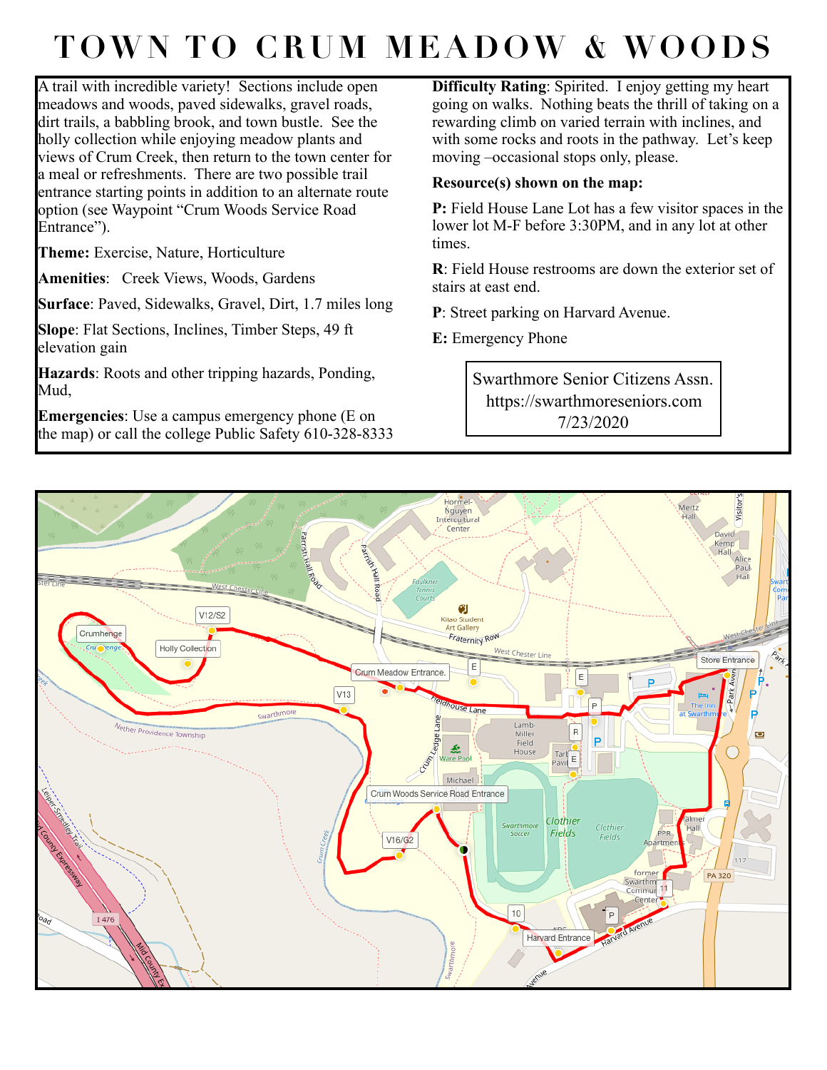# TOWN TO CRUM MEADOW & WOODS

A trail with incredible variety! Sections include open meadows and woods, paved sidewalks, gravel roads, dirt trails, a babbling brook, and town bustle. See the holly collection while enjoying meadow plants and views of Crum Creek, then return to the town center for a meal or refreshments. There are two possible trail entrance starting points in addition to an alternate route option (see Waypoint "Crum Woods Service Road Entrance").

**Theme:** Exercise, Nature, Horticulture

**Amenities**: Creek Views, Woods, Gardens

**Surface**: Paved, Sidewalks, Gravel, Dirt, 1.7 miles long

**Slope**: Flat Sections, Inclines, Timber Steps, 49 ft elevation gain

**Hazards**: Roots and other tripping hazards, Ponding, Mud,

**Emergencies**: Use a campus emergency phone (E on the map) or call the college Public Safety 610-328-8333

**Difficulty Rating**: Spirited. I enjoy getting my heart going on walks. Nothing beats the thrill of taking on a rewarding climb on varied terrain with inclines, and with some rocks and roots in the pathway. Let's keep moving –occasional stops only, please.

**Resource(s) shown on the map:**

**P:** Field House Lane Lot has a few visitor spaces in the lower lot M-F before 3:30PM, and in any lot at other times.

**R**: Field House restrooms are down the exterior set of stairs at east end.

**P**: Street parking on Harvard Avenue.

**E:** Emergency Phone

Swarthmore Senior Citizens Assn.
https://swarthmoreseniors.com
7/23/2020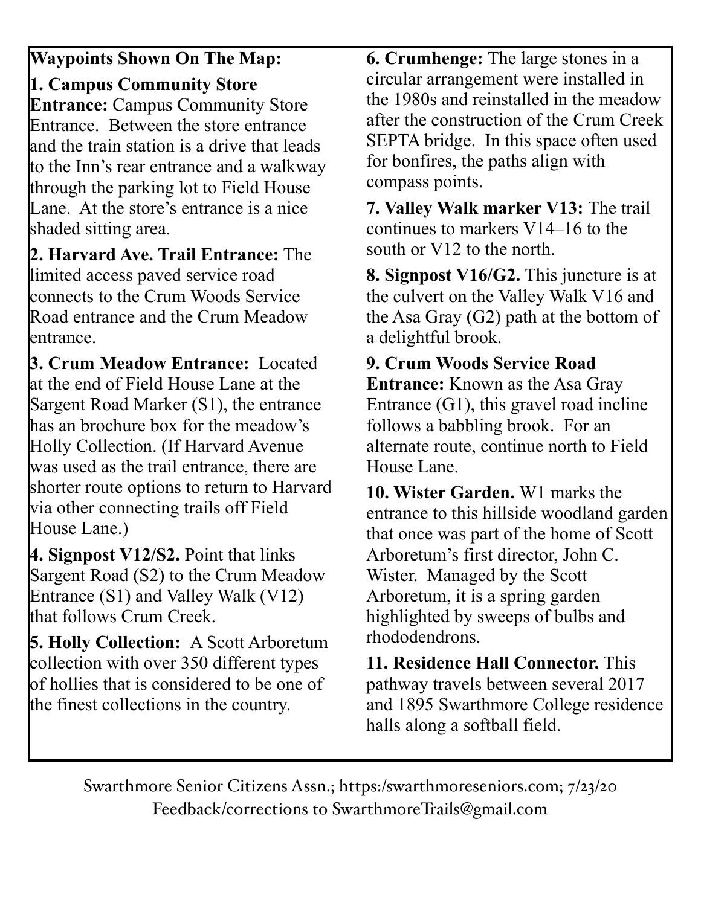**Waypoints Shown On The Map:**

**1. Campus Community Store Entrance:** Campus Community Store Entrance. Between the store entrance and the train station is a drive that leads to the Inn's rear entrance and a walkway through the parking lot to Field House Lane. At the store's entrance is a nice shaded sitting area.

**2. Harvard Ave. Trail Entrance:** The limited access paved service road connects to the Crum Woods Service Road entrance and the Crum Meadow entrance.

**3. Crum Meadow Entrance:** Located at the end of Field House Lane at the Sargent Road Marker (S1), the entrance has an brochure box for the meadow's Holly Collection. (If Harvard Avenue was used as the trail entrance, there are shorter route options to return to Harvard via other connecting trails off Field House Lane.)

**4. Signpost V12/S2.** Point that links Sargent Road (S2) to the Crum Meadow Entrance (S1) and Valley Walk (V12) that follows Crum Creek.

**5. Holly Collection:** A Scott Arboretum collection with over 350 different types of hollies that is considered to be one of the finest collections in the country.

**6. Crumhenge:** The large stones in a circular arrangement were installed in the 1980s and reinstalled in the meadow after the construction of the Crum Creek SEPTA bridge. In this space often used for bonfires, the paths align with compass points.

**7. Valley Walk marker V13:** The trail continues to markers V14–16 to the south or V12 to the north.

**8. Signpost V16/G2.** This juncture is at the culvert on the Valley Walk V16 and the Asa Gray (G2) path at the bottom of a delightful brook.

**9. Crum Woods Service Road Entrance:** Known as the Asa Gray Entrance (G1), this gravel road incline follows a babbling brook. For an alternate route, continue north to Field House Lane.

**10. Wister Garden.** W1 marks the entrance to this hillside woodland garden that once was part of the home of Scott Arboretum's first director, John C. Wister. Managed by the Scott Arboretum, it is a spring garden highlighted by sweeps of bulbs and rhododendrons.

**11. Residence Hall Connector.** This pathway travels between several 2017 and 1895 Swarthmore College residence halls along a softball field.

Swarthmore Senior Citizens Assn.; https:/swarthmoreseniors.com; 7/23/20
Feedback/corrections to SwarthmoreTrails@gmail.com